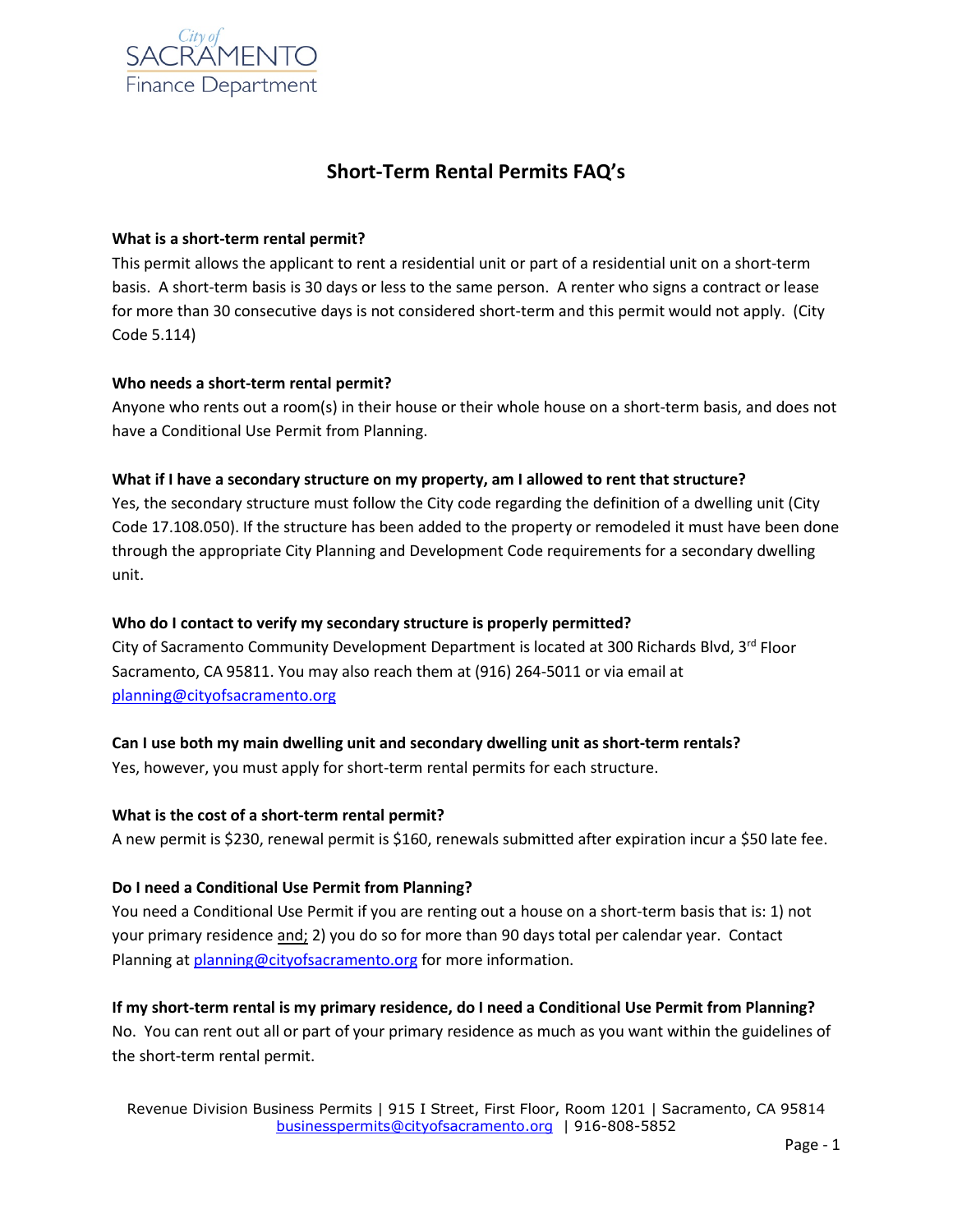City of SACRAMENTO Finance Department

# Short-Term Rental Permits FAQ's

**What is a short-term rental permit?**

This permit allows the applicant to rent a residential unit or part of a residential unit on a short-term basis. A short-term basis is 30 days or less to the same person. A renter who signs a contract or lease for more than 30 consecutive days is not considered short-term and this permit would not apply. (City Code 5.114)

**Who needs a short-term rental permit?**

Anyone who rents out a room(s) in their house or their whole house on a short-term basis, and does not have a Conditional Use Permit from Planning.

**What if I have a secondary structure on my property, am I allowed to rent that structure?**

Yes, the secondary structure must follow the City code regarding the definition of a dwelling unit (City Code 17.108.050). If the structure has been added to the property or remodeled it must have been done through the appropriate City Planning and Development Code requirements for a secondary dwelling unit.

**Who do I contact to verify my secondary structure is properly permitted?**

City of Sacramento Community Development Department is located at 300 Richards Blvd, 3rd Floor Sacramento, CA 95811. You may also reach them at (916) 264-5011 or via email at planning@cityofsacramento.org

**Can I use both my main dwelling unit and secondary dwelling unit as short-term rentals?**

Yes, however, you must apply for short-term rental permits for each structure.

**What is the cost of a short-term rental permit?**

A new permit is $230, renewal permit is $160, renewals submitted after expiration incur a $50 late fee.

**Do I need a Conditional Use Permit from Planning?**

You need a Conditional Use Permit if you are renting out a house on a short-term basis that is: 1) not your primary residence and; 2) you do so for more than 90 days total per calendar year. Contact Planning at planning@cityofsacramento.org for more information.

**If my short-term rental is my primary residence, do I need a Conditional Use Permit from Planning?**

No. You can rent out all or part of your primary residence as much as you want within the guidelines of the short-term rental permit.

Revenue Division Business Permits | 915 I Street, First Floor, Room 1201 | Sacramento, CA 95814
businesspermits@cityofsacramento.org | 916-808-5852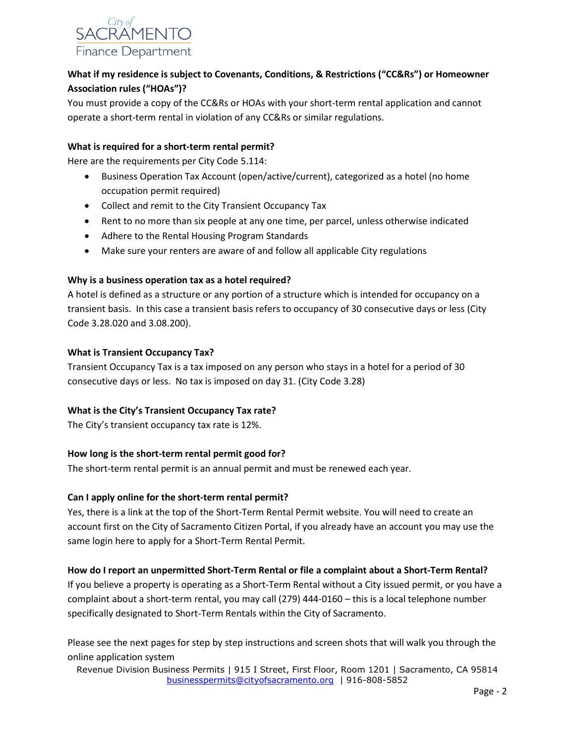**What if my residence is subject to Covenants, Conditions, & Restrictions ("CC&Rs") or Homeowner Association rules ("HOAs")?**

You must provide a copy of the CC&Rs or HOAs with your short-term rental application and cannot operate a short-term rental in violation of any CC&Rs or similar regulations.

**What is required for a short-term rental permit?**

Here are the requirements per City Code 5.114:

- Business Operation Tax Account (open/active/current), categorized as a hotel (no home occupation permit required)
- Collect and remit to the City Transient Occupancy Tax
- Rent to no more than six people at any one time, per parcel, unless otherwise indicated
- Adhere to the Rental Housing Program Standards
- Make sure your renters are aware of and follow all applicable City regulations

**Why is a business operation tax as a hotel required?**

A hotel is defined as a structure or any portion of a structure which is intended for occupancy on a transient basis. In this case a transient basis refers to occupancy of 30 consecutive days or less (City Code 3.28.020 and 3.08.200).

**What is Transient Occupancy Tax?**

Transient Occupancy Tax is a tax imposed on any person who stays in a hotel for a period of 30 consecutive days or less. No tax is imposed on day 31. (City Code 3.28)

**What is the City's Transient Occupancy Tax rate?**

The City's transient occupancy tax rate is 12%.

**How long is the short-term rental permit good for?**

The short-term rental permit is an annual permit and must be renewed each year.

**Can I apply online for the short-term rental permit?**

Yes, there is a link at the top of the Short-Term Rental Permit website. You will need to create an account first on the City of Sacramento Citizen Portal, if you already have an account you may use the same login here to apply for a Short-Term Rental Permit.

**How do I report an unpermitted Short-Term Rental or file a complaint about a Short-Term Rental?**

If you believe a property is operating as a Short-Term Rental without a City issued permit, or you have a complaint about a short-term rental, you may call (279) 444-0160 – this is a local telephone number specifically designated to Short-Term Rentals within the City of Sacramento.

Please see the next pages for step by step instructions and screen shots that will walk you through the online application system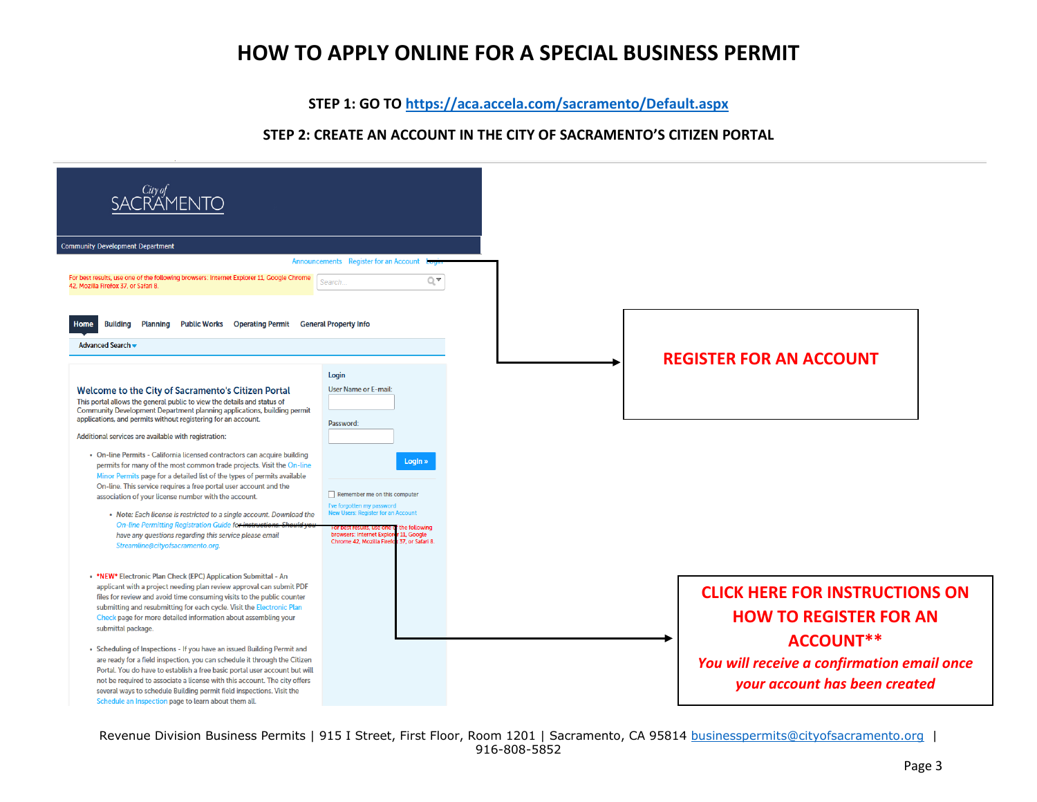# HOW TO APPLY ONLINE FOR A SPECIAL BUSINESS PERMIT

**STEP 1: GO TO [https://aca.accela.com/sacramento/Default.aspx](https://aca.accela.com/sacramento/Default.aspx)**

**STEP 2: CREATE AN ACCOUNT IN THE CITY OF SACRAMENTO'S CITIZEN PORTAL**

City of SACRAMENTO

Community Development Department

Announcements Register for an Account Login

For best results, use one of the following browsers: Internet Explorer 11, Google Chrome 42, Mozilla Firefox 37, or Safari 8.

Home | Building | Planning | Public Works | Operating Permit | General Property Info

Advanced Search

**Welcome to the City of Sacramento's Citizen Portal**

This portal allows the general public to view the details and status of Community Development Department planning applications, building permit applications, and permits without registering for an account.

Additional services are available with registration:

- On-line Permits - California licensed contractors can acquire building permits for many of the most common trade projects. Visit the On-line Minor Permits page for a detailed list of the types of permits available On-line. This service requires a free portal user account and the association of your license number with the account.
  - Note: *Each license is restricted to a single account. Download the On-line Permitting Registration Guide for instructions. Should you have any questions regarding this service please email Streamline@cityofsacramento.org.*
- \*NEW\* Electronic Plan Check (EPC) Application Submittal - An applicant with a project needing plan review approval can submit PDF files for review and avoid time consuming visits to the public counter submitting and resubmitting for each cycle. Visit the Electronic Plan Check page for more detailed information about assembling your submittal package.
- Scheduling of Inspections - If you have an issued Building Permit and are ready for a field inspection, you can schedule it through the Citizen Portal. You do have to establish a free basic portal user account but will not be required to associate a license with this account. The city offers several ways to schedule Building permit field inspections. Visit the Schedule an Inspection page to learn about them all.

Login

User Name or E-mail:

Password:

Login »

Remember me on this computer

I've forgotten my password

New Users: Register for an Account

For best results, use one of the following browsers: Internet Explorer 11, Google Chrome 42, Mozilla Firefox 37, or Safari 8.

**REGISTER FOR AN ACCOUNT**

**CLICK HERE FOR INSTRUCTIONS ON HOW TO REGISTER FOR AN ACCOUNT\*\***

***You will receive a confirmation email once your account has been created***

Revenue Division Business Permits | 915 I Street, First Floor, Room 1201 | Sacramento, CA 95814 [businesspermits@cityofsacramento.org](mailto:businesspermits@cityofsacramento.org) | 916-808-5852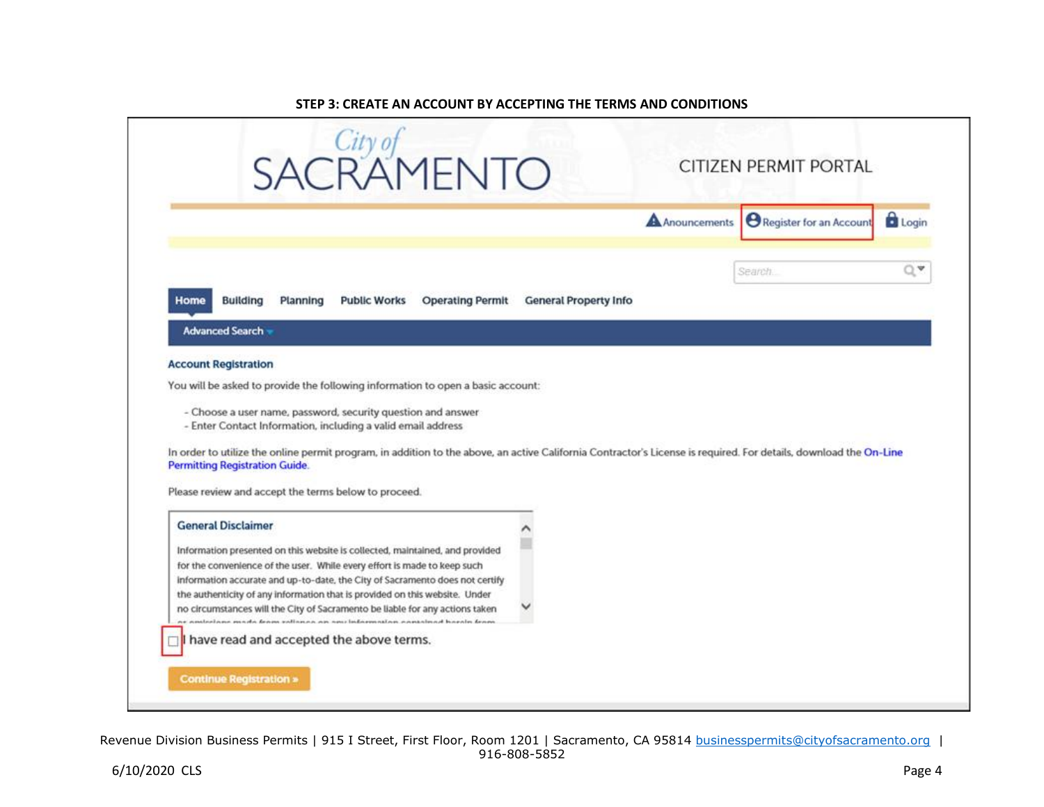**STEP 3: CREATE AN ACCOUNT BY ACCEPTING THE TERMS AND CONDITIONS**

City of SACRAMENTO

CITIZEN PERMIT PORTAL

Anouncements | Register for an Account | Login

Search...

Home | Building | Planning | Public Works | Operating Permit | General Property Info

Advanced Search

**Account Registration**

You will be asked to provide the following information to open a basic account:

- Choose a user name, password, security question and answer
- Enter Contact Information, including a valid email address

In order to utilize the online permit program, in addition to the above, an active California Contractor's License is required. For details, download the On-Line Permitting Registration Guide.

Please review and accept the terms below to proceed.

**General Disclaimer**

Information presented on this website is collected, maintained, and provided for the convenience of the user. While every effort is made to keep such information accurate and up-to-date, the City of Sacramento does not certify the authenticity of any information that is provided on this website. Under no circumstances will the City of Sacramento be liable for any actions taken or omissions made from reliance on any information contained herein from

☐ I have read and accepted the above terms.

Continue Registration »

Revenue Division Business Permits | 915 I Street, First Floor, Room 1201 | Sacramento, CA 95814 businesspermits@cityofsacramento.org | 916-808-5852

6/10/2020 CLS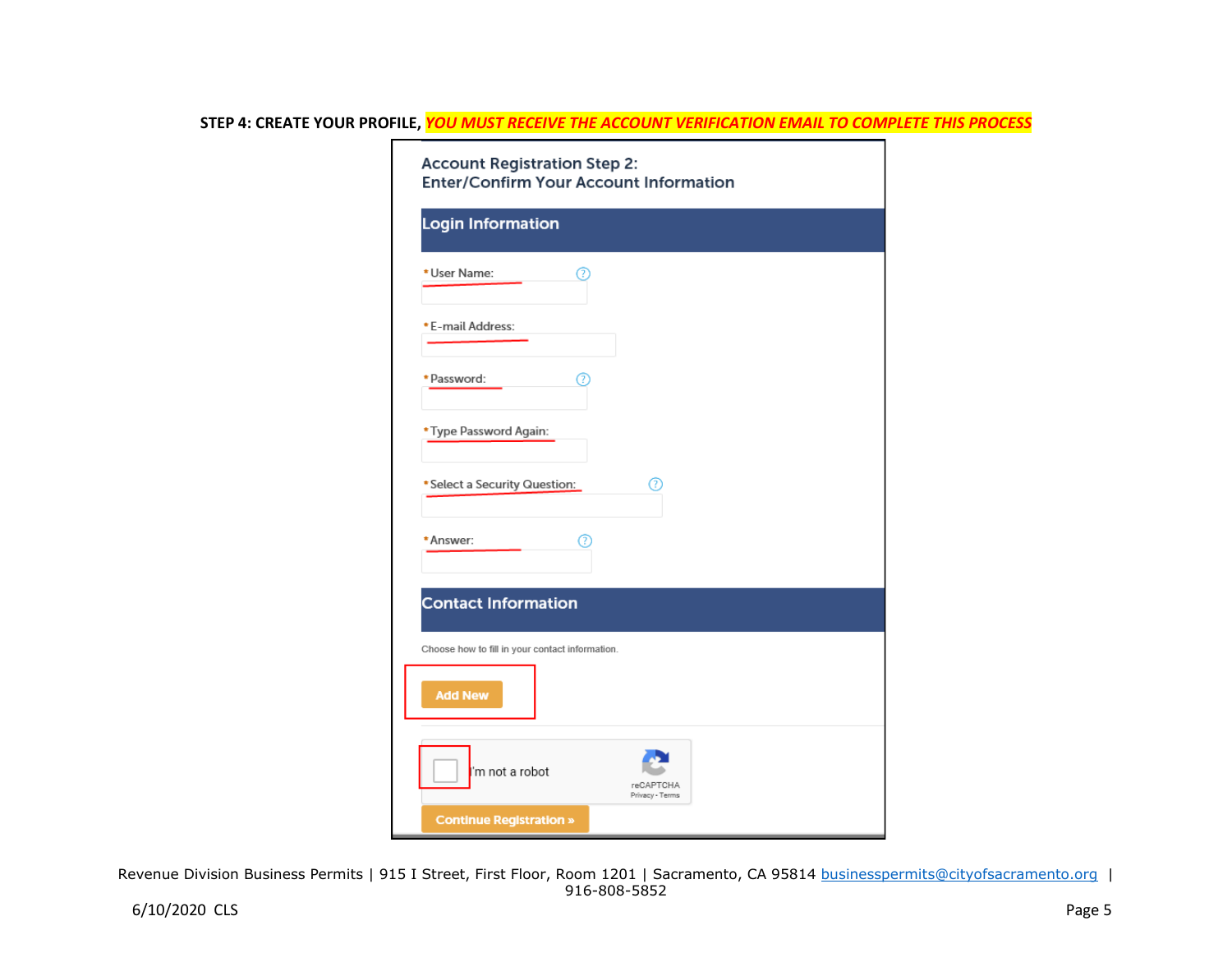**STEP 4: CREATE YOUR PROFILE, *YOU MUST RECEIVE THE ACCOUNT VERIFICATION EMAIL TO COMPLETE THIS PROCESS***

Account Registration Step 2:
Enter/Confirm Your Account Information

**Login Information**

*User Name:

*E-mail Address:

*Password:

*Type Password Again:

*Select a Security Question:

*Answer:

**Contact Information**

Choose how to fill in your contact information.

Add New

I'm not a robot

reCAPTCHA
Privacy - Terms

Continue Registration »

Revenue Division Business Permits | 915 I Street, First Floor, Room 1201 | Sacramento, CA 95814 businesspermits@cityofsacramento.org | 916-808-5852

6/10/2020 CLS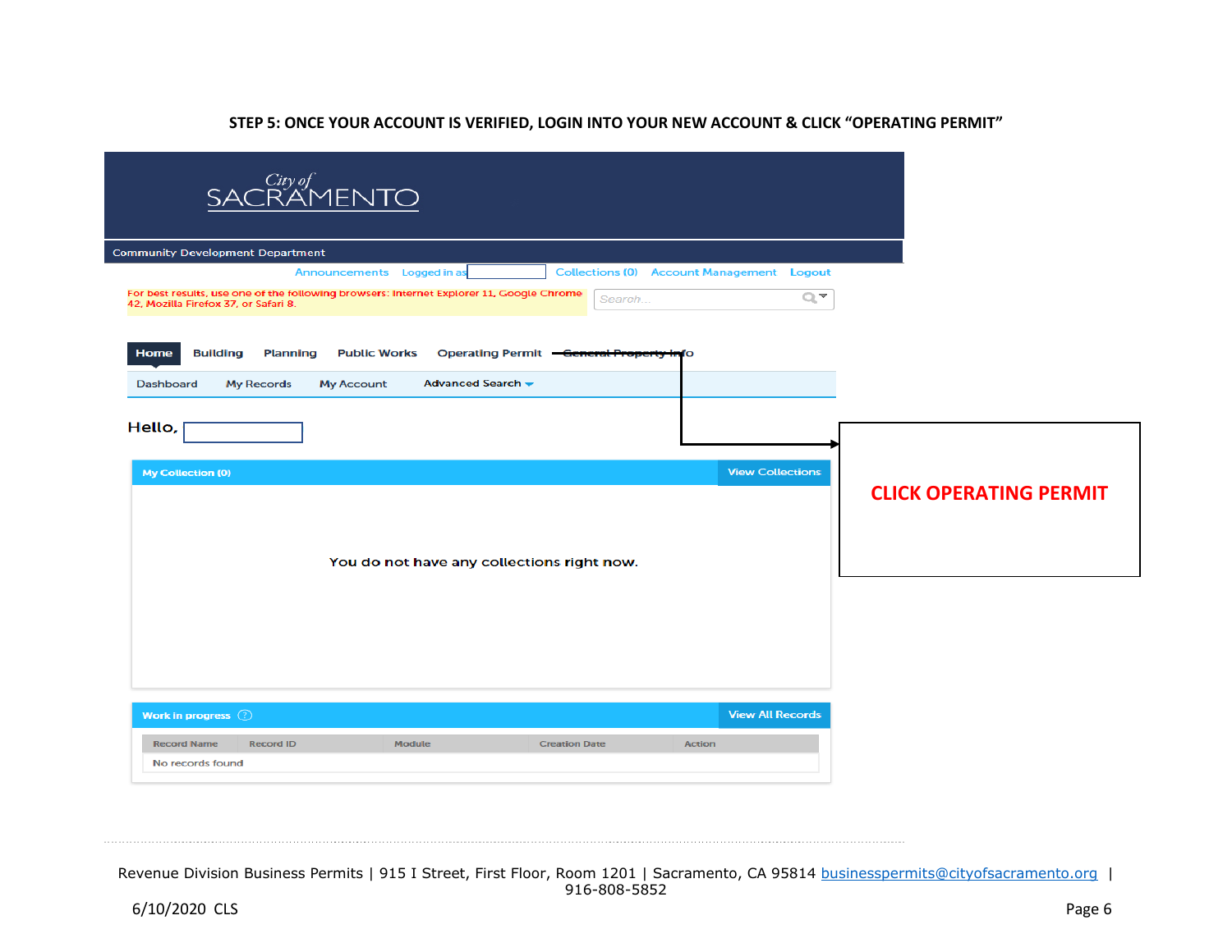**STEP 5: ONCE YOUR ACCOUNT IS VERIFIED, LOGIN INTO YOUR NEW ACCOUNT & CLICK "OPERATING PERMIT"**

City of SACRAMENTO

Community Development Department

Announcements Logged in as Collections (0) Account Management Logout

For best results, use one of the following browsers: Internet Explorer 11, Google Chrome 42, Mozilla Firefox 37, or Safari 8.

Search...

Home Building Planning Public Works Operating Permit General Property Info

Dashboard My Records My Account Advanced Search

Hello,

My Collection (0) View Collections

You do not have any collections right now.

Work in progress View All Records

| Record Name | Record ID | Module | Creation Date | Action |
|---|---|---|---|---|
| No records found | | | | |

**CLICK OPERATING PERMIT**

Revenue Division Business Permits | 915 I Street, First Floor, Room 1201 | Sacramento, CA 95814 businesspermits@cityofsacramento.org | 916-808-5852

6/10/2020 CLS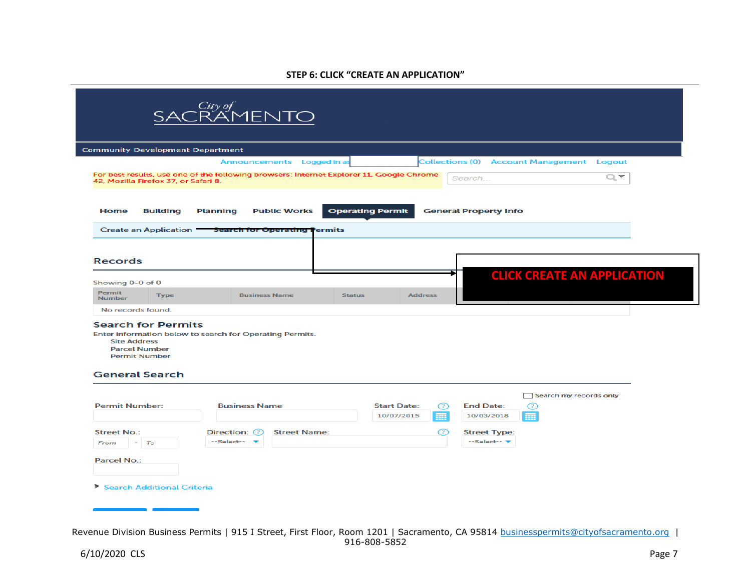**STEP 6: CLICK "CREATE AN APPLICATION"**

City of SACRAMENTO

Community Development Department

Announcements Logged in as Collections (0) Account Management Logout

For best results, use one of the following browsers: Internet Explorer 11, Google Chrome 42, Mozilla Firefox 37, or Safari 8.

Search...

Home Building Planning Public Works **Operating Permit** General Property Info

Create an Application **Search for Operating Permits**

**CLICK CREATE AN APPLICATION**

## Records

Showing 0-0 of 0

| Permit Number | Type | Business Name | Status | Address |
|---|---|---|---|---|
| No records found. | | | | |

## Search for Permits

Enter information below to search for Operating Permits.

- Site Address
- Parcel Number
- Permit Number

## General Search

Search my records only

Permit Number: Business Name Start Date: 10/07/2015 End Date: 10/03/2018

Street No.: From - To Direction: --Select-- Street Name: Street Type: --Select--

Parcel No.:

Search Additional Criteria

Revenue Division Business Permits | 915 I Street, First Floor, Room 1201 | Sacramento, CA 95814 businesspermits@cityofsacramento.org | 916-808-5852

6/10/2020 CLS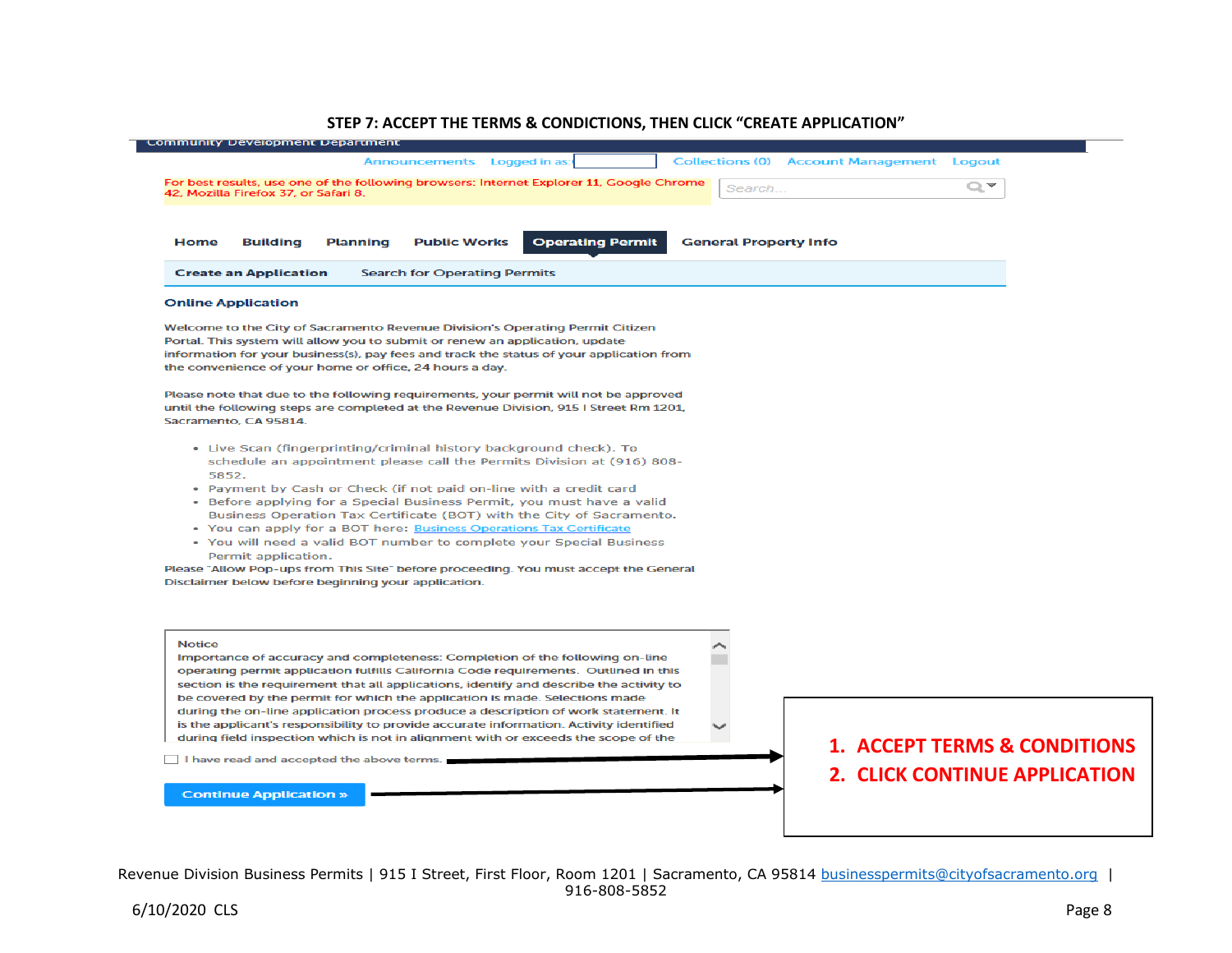## STEP 7: ACCEPT THE TERMS & CONDICTIONS, THEN CLICK "CREATE APPLICATION"

Community Development Department

Announcements | Logged in as: | Collections (0) | Account Management | Logout

For best results, use one of the following browsers: Internet Explorer 11, Google Chrome 42, Mozilla Firefox 37, or Safari 8.

Search...

Home | Building | Planning | Public Works | **Operating Permit** | General Property Info

Create an Application | Search for Operating Permits

**Online Application**

Welcome to the City of Sacramento Revenue Division's Operating Permit Citizen Portal. This system will allow you to submit or renew an application, update information for your business(s), pay fees and track the status of your application from the convenience of your home or office, 24 hours a day.

Please note that due to the following requirements, your permit will not be approved until the following steps are completed at the Revenue Division, 915 I Street Rm 1201, Sacramento, CA 95814.

- Live Scan (fingerprinting/criminal history background check). To schedule an appointment please call the Permits Division at (916) 808-5852.
- Payment by Cash or Check (if not paid on-line with a credit card
- Before applying for a Special Business Permit, you must have a valid Business Operation Tax Certificate (BOT) with the City of Sacramento.
- You can apply for a BOT here: Business Operations Tax Certificate
- You will need a valid BOT number to complete your Special Business Permit application.

Please "Allow Pop-ups from This Site" before proceeding. You must accept the General Disclaimer below before beginning your application.

Notice
Importance of accuracy and completeness: Completion of the following on-line operating permit application fulfills California Code requirements. Outlined in this section is the requirement that all applications, identify and describe the activity to be covered by the permit for which the application is made. Selections made during the on-line application process produce a description of work statement. It is the applicant's responsibility to provide accurate information. Activity identified during field inspection which is not in alignment with or exceeds the scope of the

☐ I have read and accepted the above terms.

Continue Application »

1. ACCEPT TERMS & CONDITIONS
2. CLICK CONTINUE APPLICATION

Revenue Division Business Permits | 915 I Street, First Floor, Room 1201 | Sacramento, CA 95814 businesspermits@cityofsacramento.org | 916-808-5852

6/10/2020 CLS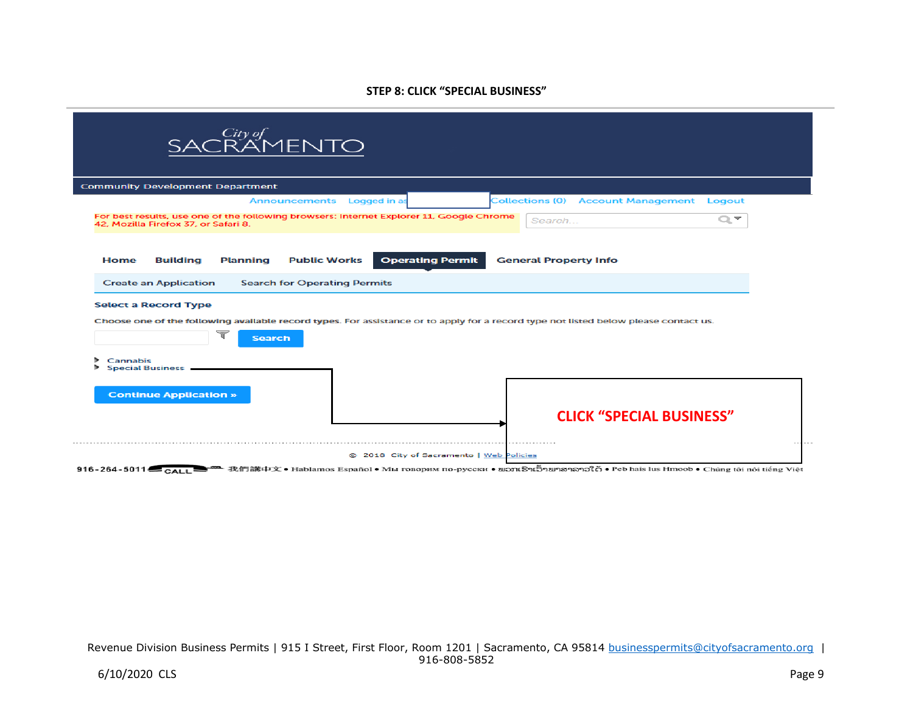**STEP 8: CLICK "SPECIAL BUSINESS"**

City of SACRAMENTO

Community Development Department

Announcements Logged in as Collections (0) Account Management Logout

For best results, use one of the following browsers: Internet Explorer 11, Google Chrome 42, Mozilla Firefox 37, or Safari 8.

Search...

Home Building Planning Public Works Operating Permit General Property Info

Create an Application Search for Operating Permits

**Select a Record Type**

Choose one of the following available record types. For assistance or to apply for a record type not listed below please contact us.

Search

- Cannabis
- Special Business

Continue Application »

**CLICK "SPECIAL BUSINESS"**

© 2018 City of Sacramento | Web Policies

916-264-5011 CALL 我們講中文 • Hablamos Español • Мы говорим по-русски • ພວກເຮົາເວົ້າພາສາລາວໄດ້ • Peb hais lus Hmoob • Chúng tôi nói tiếng Việt

Revenue Division Business Permits | 915 I Street, First Floor, Room 1201 | Sacramento, CA 95814 businesspermits@cityofsacramento.org | 916-808-5852

6/10/2020 CLS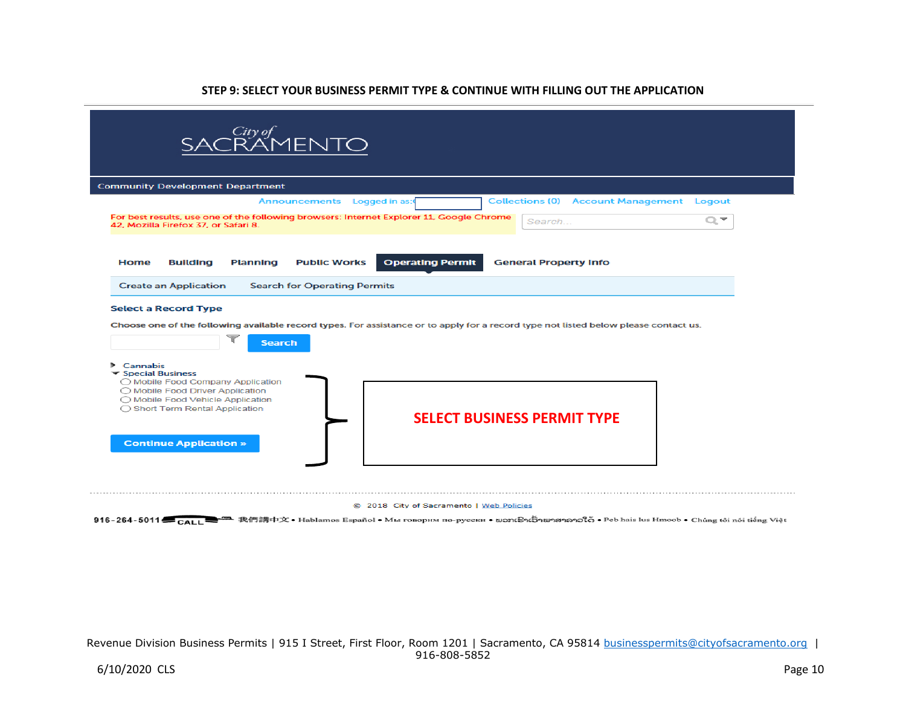**STEP 9: SELECT YOUR BUSINESS PERMIT TYPE & CONTINUE WITH FILLING OUT THE APPLICATION**

City of SACRAMENTO

Community Development Department

Announcements Logged in as: Collections (0) Account Management Logout

For best results, use one of the following browsers: Internet Explorer 11, Google Chrome 42, Mozilla Firefox 37, or Safari 8.

Search...

Home Building Planning Public Works Operating Permit General Property Info

Create an Application Search for Operating Permits

**Select a Record Type**

Choose one of the following available record types. For assistance or to apply for a record type not listed below please contact us.

Search

- Cannabis
- Special Business
  - Mobile Food Company Application
  - Mobile Food Driver Application
  - Mobile Food Vehicle Application
  - Short Term Rental Application

Continue Application »

**SELECT BUSINESS PERMIT TYPE**

© 2018 City of Sacramento | Web Policies

916-264-5011 CALL 我們講中文 • Hablamos Español • Мы говорим по-русски • ພວກເຮົາເວົ້າພາສາລາວໄດ້ • Peb hais lus Hmoob • Chúng tôi nói tiếng Việt

Revenue Division Business Permits | 915 I Street, First Floor, Room 1201 | Sacramento, CA 95814 businesspermits@cityofsacramento.org | 916-808-5852

6/10/2020 CLS